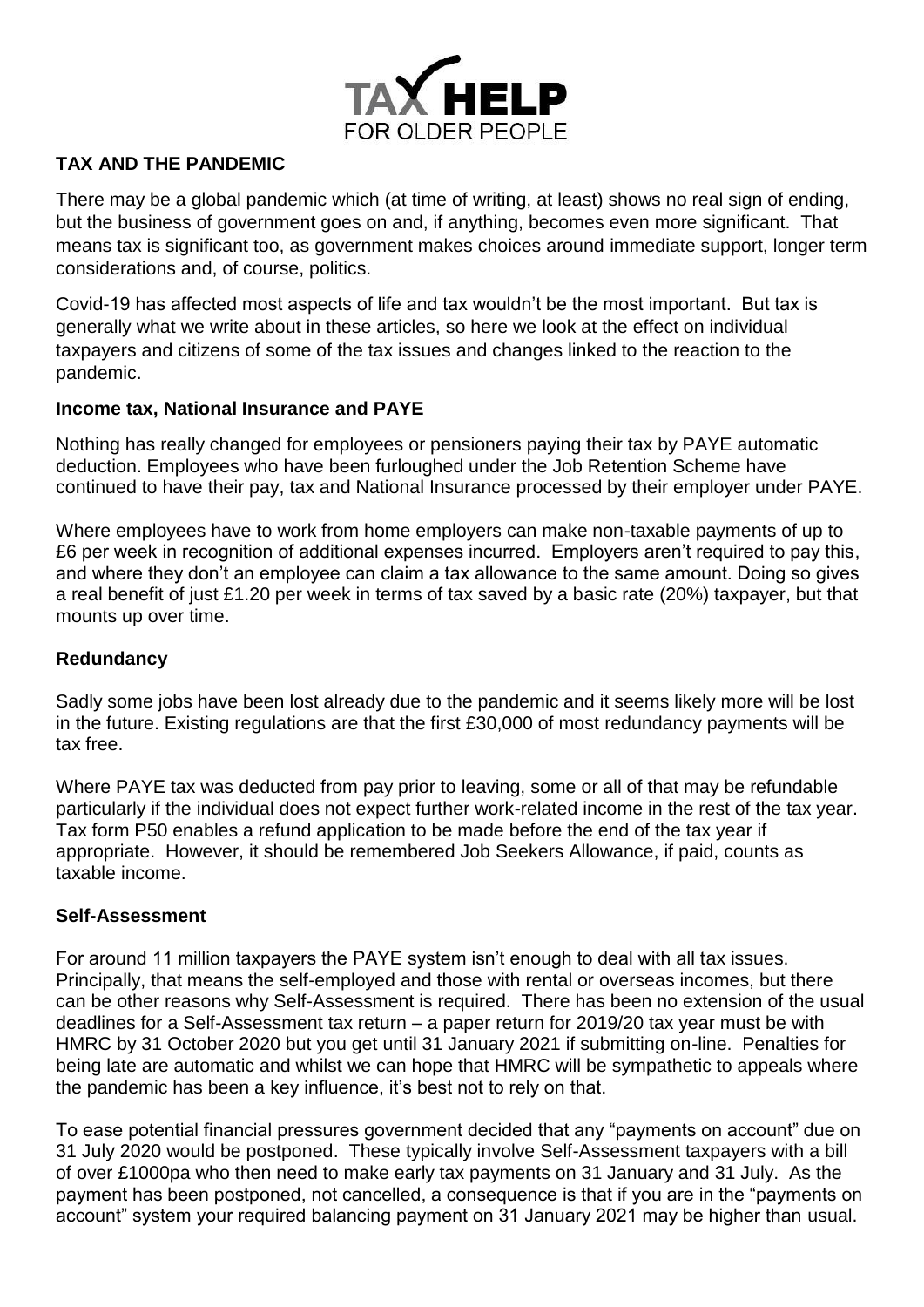**TAX HELP**
FOR OLDER PEOPLE

## TAX AND THE PANDEMIC

There may be a global pandemic which (at time of writing, at least) shows no real sign of ending, but the business of government goes on and, if anything, becomes even more significant. That means tax is significant too, as government makes choices around immediate support, longer term considerations and, of course, politics.

Covid-19 has affected most aspects of life and tax wouldn't be the most important. But tax is generally what we write about in these articles, so here we look at the effect on individual taxpayers and citizens of some of the tax issues and changes linked to the reaction to the pandemic.

### Income tax, National Insurance and PAYE

Nothing has really changed for employees or pensioners paying their tax by PAYE automatic deduction. Employees who have been furloughed under the Job Retention Scheme have continued to have their pay, tax and National Insurance processed by their employer under PAYE.

Where employees have to work from home employers can make non-taxable payments of up to £6 per week in recognition of additional expenses incurred. Employers aren't required to pay this, and where they don't an employee can claim a tax allowance to the same amount. Doing so gives a real benefit of just £1.20 per week in terms of tax saved by a basic rate (20%) taxpayer, but that mounts up over time.

### Redundancy

Sadly some jobs have been lost already due to the pandemic and it seems likely more will be lost in the future. Existing regulations are that the first £30,000 of most redundancy payments will be tax free.

Where PAYE tax was deducted from pay prior to leaving, some or all of that may be refundable particularly if the individual does not expect further work-related income in the rest of the tax year. Tax form P50 enables a refund application to be made before the end of the tax year if appropriate. However, it should be remembered Job Seekers Allowance, if paid, counts as taxable income.

### Self-Assessment

For around 11 million taxpayers the PAYE system isn't enough to deal with all tax issues. Principally, that means the self-employed and those with rental or overseas incomes, but there can be other reasons why Self-Assessment is required. There has been no extension of the usual deadlines for a Self-Assessment tax return – a paper return for 2019/20 tax year must be with HMRC by 31 October 2020 but you get until 31 January 2021 if submitting on-line. Penalties for being late are automatic and whilst we can hope that HMRC will be sympathetic to appeals where the pandemic has been a key influence, it's best not to rely on that.

To ease potential financial pressures government decided that any "payments on account" due on 31 July 2020 would be postponed. These typically involve Self-Assessment taxpayers with a bill of over £1000pa who then need to make early tax payments on 31 January and 31 July. As the payment has been postponed, not cancelled, a consequence is that if you are in the "payments on account" system your required balancing payment on 31 January 2021 may be higher than usual.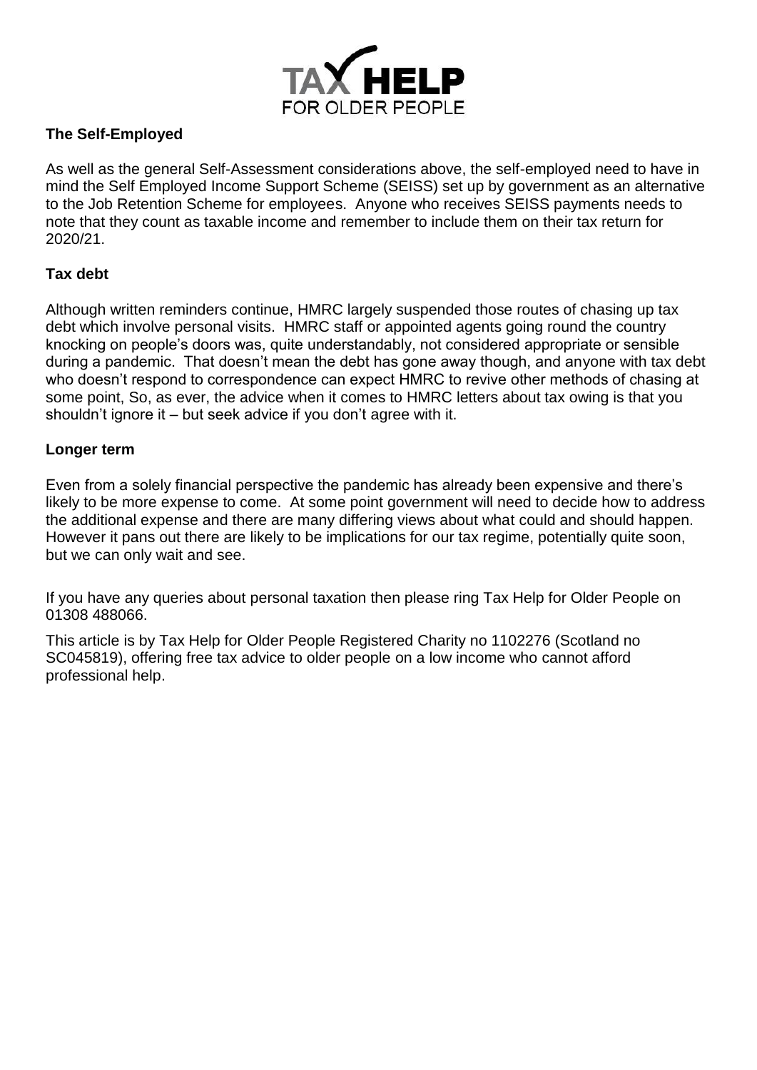## The Self-Employed

As well as the general Self-Assessment considerations above, the self-employed need to have in mind the Self Employed Income Support Scheme (SEISS) set up by government as an alternative to the Job Retention Scheme for employees. Anyone who receives SEISS payments needs to note that they count as taxable income and remember to include them on their tax return for 2020/21.

## Tax debt

Although written reminders continue, HMRC largely suspended those routes of chasing up tax debt which involve personal visits. HMRC staff or appointed agents going round the country knocking on people's doors was, quite understandably, not considered appropriate or sensible during a pandemic. That doesn't mean the debt has gone away though, and anyone with tax debt who doesn't respond to correspondence can expect HMRC to revive other methods of chasing at some point, So, as ever, the advice when it comes to HMRC letters about tax owing is that you shouldn't ignore it – but seek advice if you don't agree with it.

## Longer term

Even from a solely financial perspective the pandemic has already been expensive and there's likely to be more expense to come. At some point government will need to decide how to address the additional expense and there are many differing views about what could and should happen. However it pans out there are likely to be implications for our tax regime, potentially quite soon, but we can only wait and see.

If you have any queries about personal taxation then please ring Tax Help for Older People on 01308 488066.

This article is by Tax Help for Older People Registered Charity no 1102276 (Scotland no SC045819), offering free tax advice to older people on a low income who cannot afford professional help.